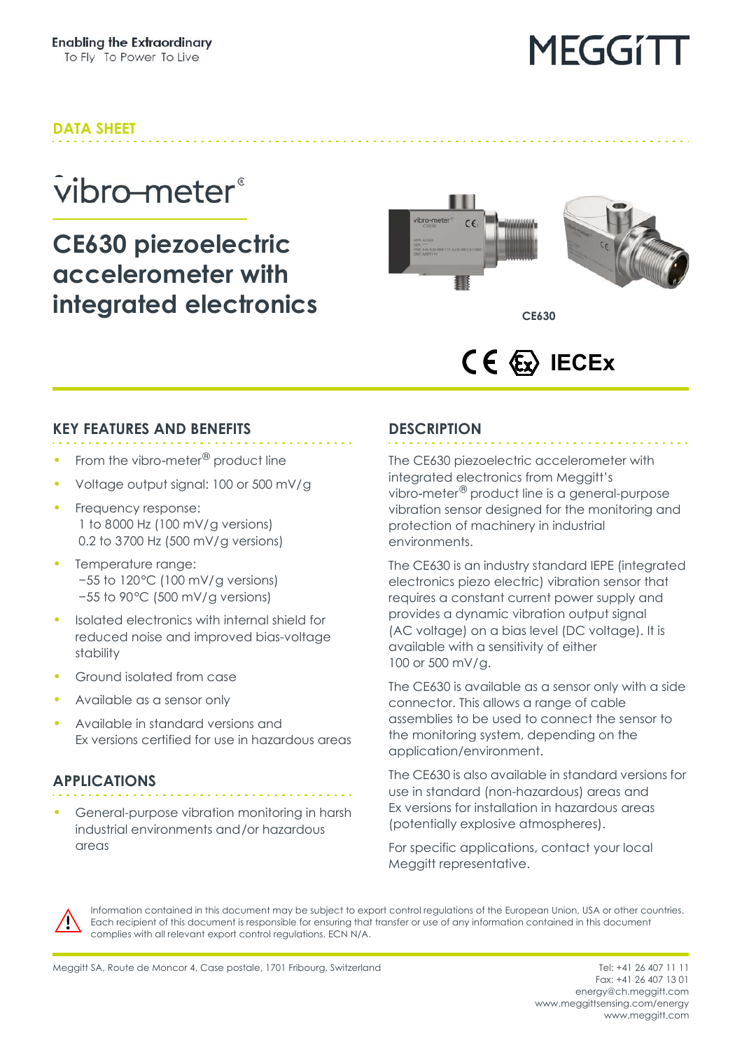Enabling the Extraordinary
To Fly To Power To Live

MEGGITT

DATA SHEET

vibro-meter®

# CE630 piezoelectric accelerometer with integrated electronics

CE630

CE Ex IECEx

## KEY FEATURES AND BENEFITS

- From the vibro-meter® product line
- Voltage output signal: 100 or 500 mV/g
- Frequency response:
  1 to 8000 Hz (100 mV/g versions)
  0.2 to 3700 Hz (500 mV/g versions)
- Temperature range:
  −55 to 120°C (100 mV/g versions)
  −55 to 90°C (500 mV/g versions)
- Isolated electronics with internal shield for reduced noise and improved bias-voltage stability
- Ground isolated from case
- Available as a sensor only
- Available in standard versions and Ex versions certified for use in hazardous areas

## APPLICATIONS

- General-purpose vibration monitoring in harsh industrial environments and/or hazardous areas

## DESCRIPTION

The CE630 piezoelectric accelerometer with integrated electronics from Meggitt's vibro-meter® product line is a general-purpose vibration sensor designed for the monitoring and protection of machinery in industrial environments.

The CE630 is an industry standard IEPE (integrated electronics piezo electric) vibration sensor that requires a constant current power supply and provides a dynamic vibration output signal (AC voltage) on a bias level (DC voltage). It is available with a sensitivity of either 100 or 500 mV/g.

The CE630 is available as a sensor only with a side connector. This allows a range of cable assemblies to be used to connect the sensor to the monitoring system, depending on the application/environment.

The CE630 is also available in standard versions for use in standard (non-hazardous) areas and Ex versions for installation in hazardous areas (potentially explosive atmospheres).

For specific applications, contact your local Meggitt representative.

Information contained in this document may be subject to export control regulations of the European Union, USA or other countries. Each recipient of this document is responsible for ensuring that transfer or use of any information contained in this document complies with all relevant export control regulations. ECN N/A.

Meggitt SA, Route de Moncor 4, Case postale, 1701 Fribourg, Switzerland

Tel: +41 26 407 11 11
Fax: +41 26 407 13 01
energy@ch.meggitt.com
www.meggittsensing.com/energy
www.meggitt.com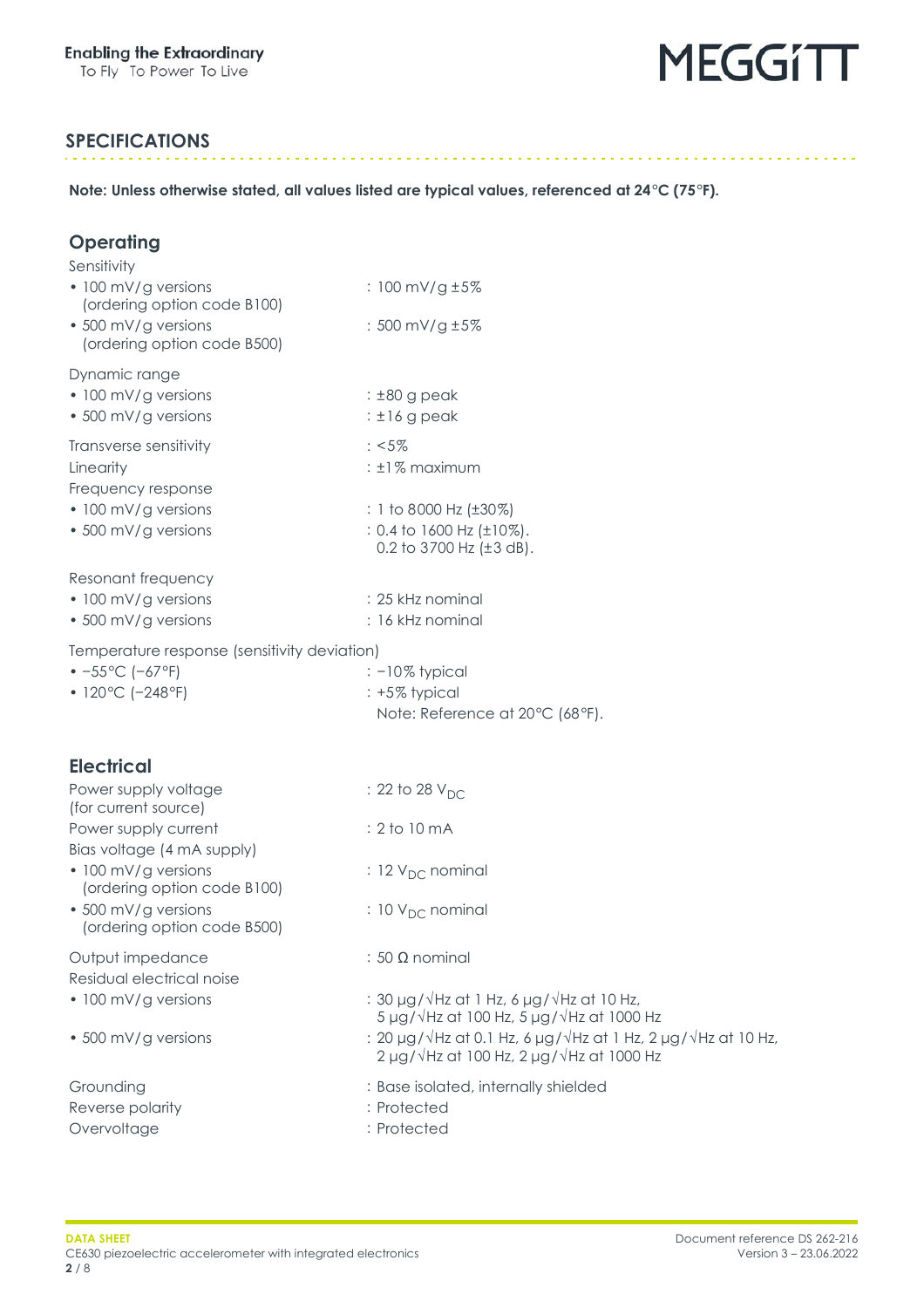## SPECIFICATIONS

**Note: Unless otherwise stated, all values listed are typical values, referenced at 24°C (75°F).**

### Operating

Sensitivity

- 100 mV/g versions (ordering option code B100) : 100 mV/g ±5%
- 500 mV/g versions (ordering option code B500) : 500 mV/g ±5%

Dynamic range

- 100 mV/g versions : ±80 g peak
- 500 mV/g versions : ±16 g peak

Transverse sensitivity : <5%

Linearity : ±1% maximum

Frequency response

- 100 mV/g versions : 1 to 8000 Hz (±30%)
- 500 mV/g versions : 0.4 to 1600 Hz (±10%). 0.2 to 3700 Hz (±3 dB).

Resonant frequency

- 100 mV/g versions : 25 kHz nominal
- 500 mV/g versions : 16 kHz nominal

Temperature response (sensitivity deviation)

- −55°C (−67°F) : −10% typical
- 120°C (−248°F) : +5% typical

Note: Reference at 20°C (68°F).

### Electrical

Power supply voltage (for current source) : 22 to 28 $V_{DC}$

Power supply current : 2 to 10 mA

Bias voltage (4 mA supply)

- 100 mV/g versions (ordering option code B100) : 12 $V_{DC}$ nominal
- 500 mV/g versions (ordering option code B500) : 10 $V_{DC}$ nominal

Output impedance : 50 Ω nominal

Residual electrical noise

- 100 mV/g versions : 30 µg/√Hz at 1 Hz, 6 µg/√Hz at 10 Hz, 5 µg/√Hz at 100 Hz, 5 µg/√Hz at 1000 Hz
- 500 mV/g versions : 20 µg/√Hz at 0.1 Hz, 6 µg/√Hz at 1 Hz, 2 µg/√Hz at 10 Hz, 2 µg/√Hz at 100 Hz, 2 µg/√Hz at 1000 Hz

Grounding : Base isolated, internally shielded

Reverse polarity : Protected

Overvoltage : Protected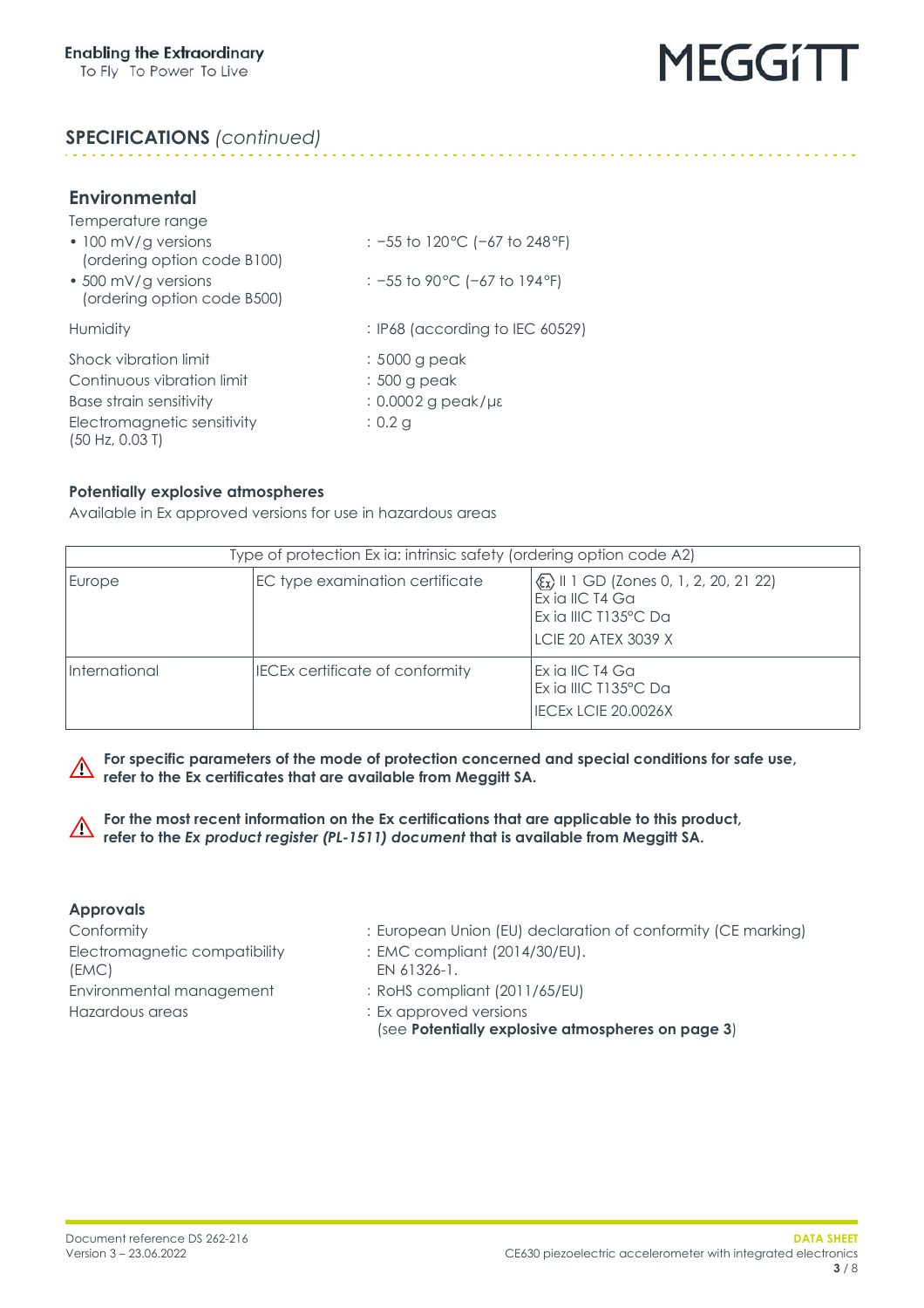## SPECIFICATIONS *(continued)*

### Environmental

Temperature range

- 100 mV/g versions (ordering option code B100) : −55 to 120°C (−67 to 248°F)
- 500 mV/g versions (ordering option code B500) : −55 to 90°C (−67 to 194°F)

Humidity : IP68 (according to IEC 60529)

Shock vibration limit : 5000 g peak
Continuous vibration limit : 500 g peak
Base strain sensitivity : 0.0002 g peak/με
Electromagnetic sensitivity (50 Hz, 0.03 T) : 0.2 g

#### Potentially explosive atmospheres

Available in Ex approved versions for use in hazardous areas

| Type of protection Ex ia: intrinsic safety (ordering option code A2) | | |
|---|---|---|
| Europe | EC type examination certificate | Ⓔx II 1 GD (Zones 0, 1, 2, 20, 21 22)<br>Ex ia IIC T4 Ga<br>Ex ia IIIC T135°C Da<br>LCIE 20 ATEX 3039 X |
| International | IECEx certificate of conformity | Ex ia IIC T4 Ga<br>Ex ia IIIC T135°C Da<br>IECEx LCIE 20.0026X |

⚠ **For specific parameters of the mode of protection concerned and special conditions for safe use, refer to the Ex certificates that are available from Meggitt SA.**

⚠ **For the most recent information on the Ex certifications that are applicable to this product, refer to the *Ex product register (PL-1511) document* that is available from Meggitt SA.**

#### Approvals

Conformity : European Union (EU) declaration of conformity (CE marking)
Electromagnetic compatibility (EMC) : EMC compliant (2014/30/EU). EN 61326-1.
Environmental management : RoHS compliant (2011/65/EU)
Hazardous areas : Ex approved versions (see **Potentially explosive atmospheres on page 3**)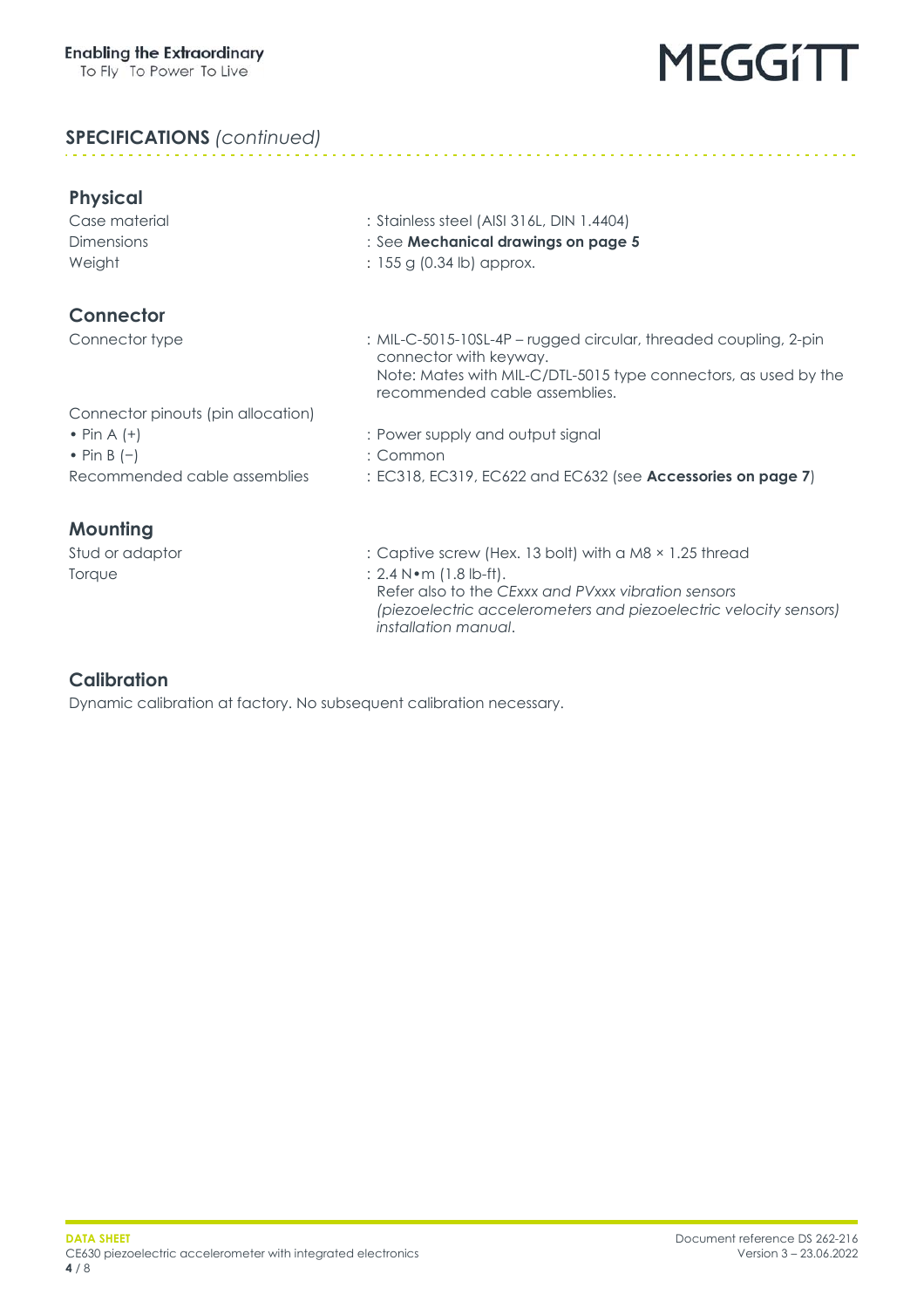## SPECIFICATIONS *(continued)*

### Physical

| | |
|---|---|
| Case material | : Stainless steel (AISI 316L, DIN 1.4404) |
| Dimensions | : See **Mechanical drawings on page 5** |
| Weight | : 155 g (0.34 lb) approx. |

### Connector

| | |
|---|---|
| Connector type | : MIL-C-5015-10SL-4P – rugged circular, threaded coupling, 2-pin connector with keyway.<br>Note: Mates with MIL-C/DTL-5015 type connectors, as used by the recommended cable assemblies. |
| Connector pinouts (pin allocation) | |
| • Pin A (+) | : Power supply and output signal |
| • Pin B (−) | : Common |
| Recommended cable assemblies | : EC318, EC319, EC622 and EC632 (see **Accessories on page 7**) |

### Mounting

| | |
|---|---|
| Stud or adaptor | : Captive screw (Hex. 13 bolt) with a M8 × 1.25 thread |
| Torque | : 2.4 N•m (1.8 lb-ft).<br>Refer also to the *CExxx and PVxxx vibration sensors (piezoelectric accelerometers and piezoelectric velocity sensors) installation manual*. |

### Calibration

Dynamic calibration at factory. No subsequent calibration necessary.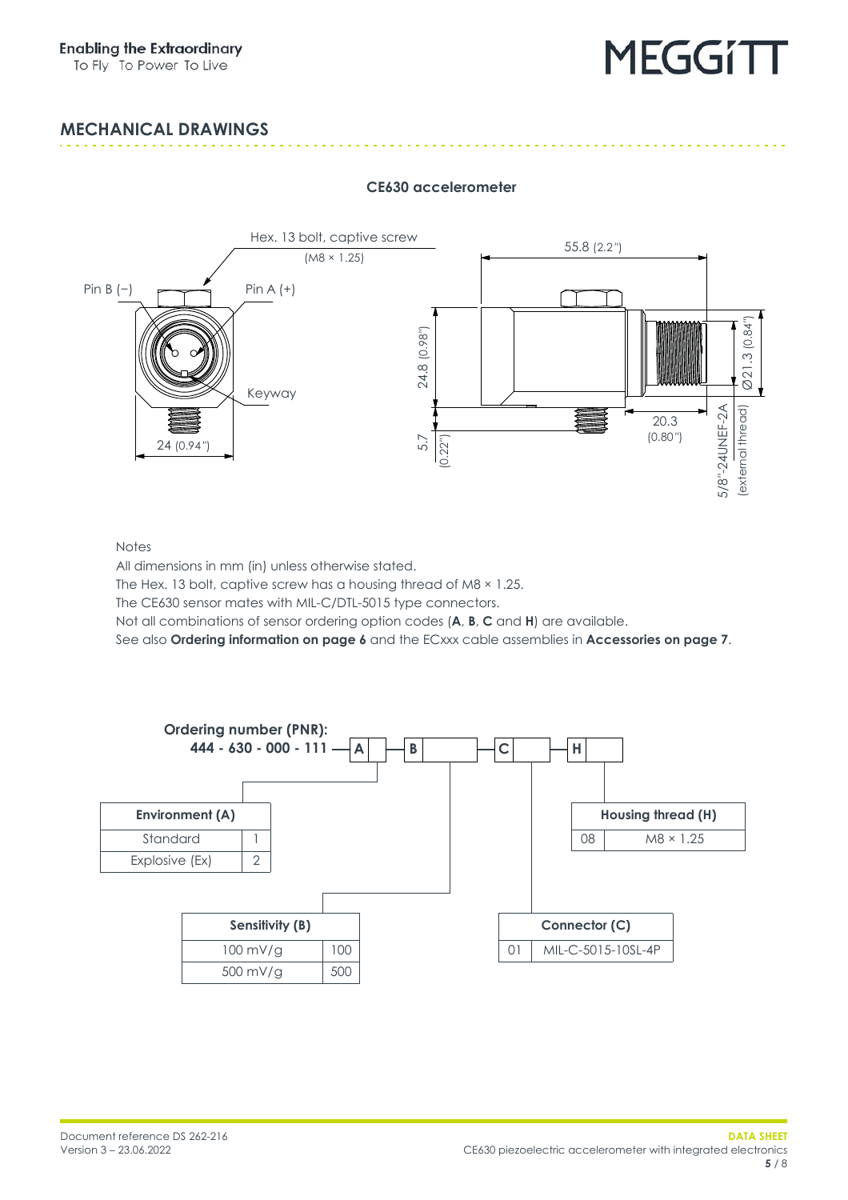## MECHANICAL DRAWINGS

**CE630 accelerometer**

Hex. 13 bolt, captive screw (M8 × 1.25)

Pin B (−) Pin A (+)

Keyway

24 (0.94")

55.8 (2.2")

24.8 (0.98")

5.7 (0.22")

20.3 (0.80")

Ø21.3 (0.84")

5/8"-24UNEF-2A (external thread)

Notes

All dimensions in mm (in) unless otherwise stated.

The Hex. 13 bolt, captive screw has a housing thread of M8 × 1.25.

The CE630 sensor mates with MIL-C/DTL-5015 type connectors.

Not all combinations of sensor ordering option codes (**A**, **B**, **C** and **H**) are available.

See also **Ordering information on page 6** and the ECxxx cable assemblies in **Accessories on page 7**.

**Ordering number (PNR):**
**444 - 630 - 000 - 111** — **A** — **B** — **C** — **H**

| Environment (A) | |
|---|---|
| Standard | 1 |
| Explosive (Ex) | 2 |

| Sensitivity (B) | |
|---|---|
| 100 mV/g | 100 |
| 500 mV/g | 500 |

| Connector (C) | |
|---|---|
| 01 | MIL-C-5015-10SL-4P |

| Housing thread (H) | |
|---|---|
| 08 | M8 × 1.25 |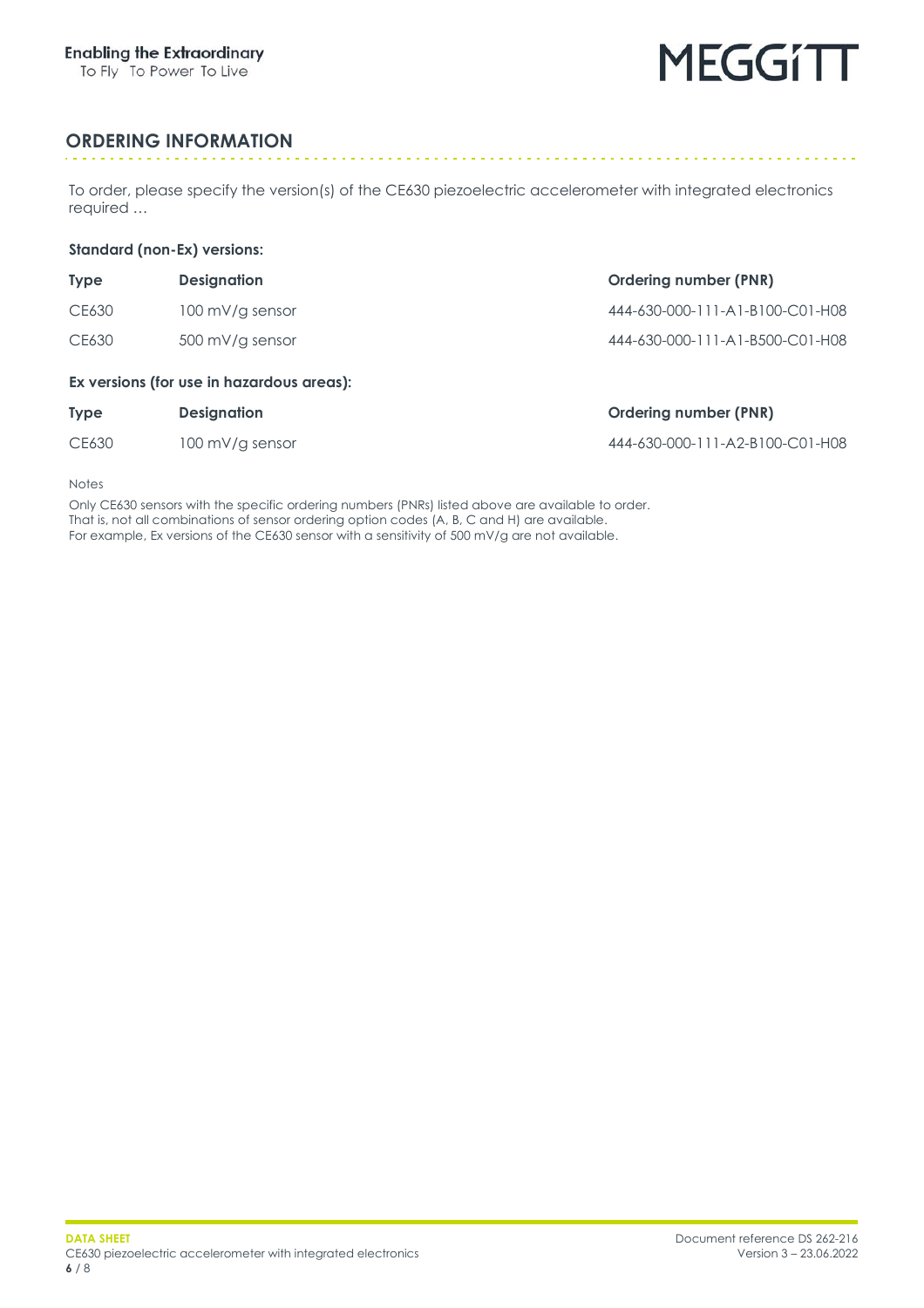## ORDERING INFORMATION

To order, please specify the version(s) of the CE630 piezoelectric accelerometer with integrated electronics required …

### Standard (non-Ex) versions:

| Type | Designation | Ordering number (PNR) |
|---|---|---|
| CE630 | 100 mV/g sensor | 444-630-000-111-A1-B100-C01-H08 |
| CE630 | 500 mV/g sensor | 444-630-000-111-A1-B500-C01-H08 |

### Ex versions (for use in hazardous areas):

| Type | Designation | Ordering number (PNR) |
|---|---|---|
| CE630 | 100 mV/g sensor | 444-630-000-111-A2-B100-C01-H08 |

Notes

Only CE630 sensors with the specific ordering numbers (PNRs) listed above are available to order.
That is, not all combinations of sensor ordering option codes (A, B, C and H) are available.
For example, Ex versions of the CE630 sensor with a sensitivity of 500 mV/g are not available.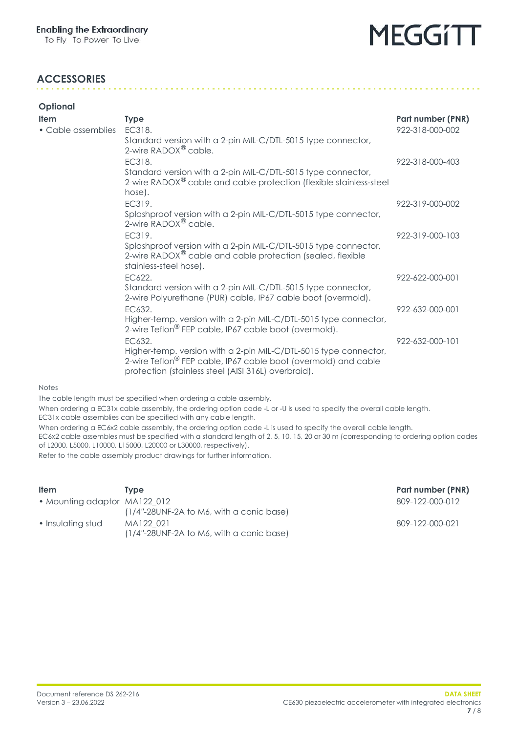## ACCESSORIES

### Optional

| Item | Type | Part number (PNR) |
|---|---|---|
| • Cable assemblies | EC318. Standard version with a 2-pin MIL-C/DTL-5015 type connector, 2-wire RADOX® cable. | 922-318-000-002 |
| | EC318. Standard version with a 2-pin MIL-C/DTL-5015 type connector, 2-wire RADOX® cable and cable protection (flexible stainless-steel hose). | 922-318-000-403 |
| | EC319. Splashproof version with a 2-pin MIL-C/DTL-5015 type connector, 2-wire RADOX® cable. | 922-319-000-002 |
| | EC319. Splashproof version with a 2-pin MIL-C/DTL-5015 type connector, 2-wire RADOX® cable and cable protection (sealed, flexible stainless-steel hose). | 922-319-000-103 |
| | EC622. Standard version with a 2-pin MIL-C/DTL-5015 type connector, 2-wire Polyurethane (PUR) cable, IP67 cable boot (overmold). | 922-622-000-001 |
| | EC632. Higher-temp. version with a 2-pin MIL-C/DTL-5015 type connector, 2-wire Teflon® FEP cable, IP67 cable boot (overmold). | 922-632-000-001 |
| | EC632. Higher-temp. version with a 2-pin MIL-C/DTL-5015 type connector, 2-wire Teflon® FEP cable, IP67 cable boot (overmold) and cable protection (stainless steel (AISI 316L) overbraid). | 922-632-000-101 |

Notes

The cable length must be specified when ordering a cable assembly.

When ordering a EC31x cable assembly, the ordering option code -L or -U is used to specify the overall cable length.
EC31x cable assemblies can be specified with any cable length.

When ordering a EC6x2 cable assembly, the ordering option code -L is used to specify the overall cable length.
EC6x2 cable assembles must be specified with a standard length of 2, 5, 10, 15, 20 or 30 m (corresponding to ordering option codes of L2000, L5000, L10000, L15000, L20000 or L30000, respectively).

Refer to the cable assembly product drawings for further information.

| Item | Type | Part number (PNR) |
|---|---|---|
| • Mounting adaptor | MA122_012 (1/4"-28UNF-2A to M6, with a conic base) | 809-122-000-012 |
| • Insulating stud | MA122_021 (1/4"-28UNF-2A to M6, with a conic base) | 809-122-000-021 |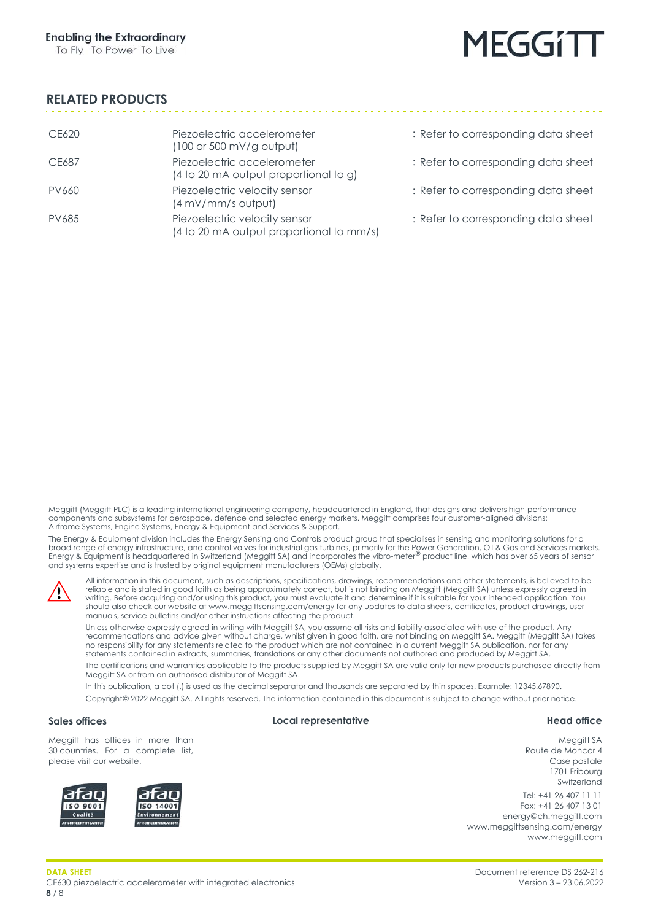## RELATED PRODUCTS

| | | |
|---|---|---|
| CE620 | Piezoelectric accelerometer (100 or 500 mV/g output) | : Refer to corresponding data sheet |
| CE687 | Piezoelectric accelerometer (4 to 20 mA output proportional to g) | : Refer to corresponding data sheet |
| PV660 | Piezoelectric velocity sensor (4 mV/mm/s output) | : Refer to corresponding data sheet |
| PV685 | Piezoelectric velocity sensor (4 to 20 mA output proportional to mm/s) | : Refer to corresponding data sheet |

Meggitt (Meggitt PLC) is a leading international engineering company, headquartered in England, that designs and delivers high-performance components and subsystems for aerospace, defence and selected energy markets. Meggitt comprises four customer-aligned divisions: Airframe Systems, Engine Systems, Energy & Equipment and Services & Support.

The Energy & Equipment division includes the Energy Sensing and Controls product group that specialises in sensing and monitoring solutions for a broad range of energy infrastructure, and control valves for industrial gas turbines, primarily for the Power Generation, Oil & Gas and Services markets. Energy & Equipment is headquartered in Switzerland (Meggitt SA) and incorporates the vibro-meter® product line, which has over 65 years of sensor and systems expertise and is trusted by original equipment manufacturers (OEMs) globally.

All information in this document, such as descriptions, specifications, drawings, recommendations and other statements, is believed to be reliable and is stated in good faith as being approximately correct, but is not binding on Meggitt (Meggitt SA) unless expressly agreed in writing. Before acquiring and/or using this product, you must evaluate it and determine if it is suitable for your intended application. You should also check our website at www.meggittsensing.com/energy for any updates to data sheets, certificates, product drawings, user manuals, service bulletins and/or other instructions affecting the product.

Unless otherwise expressly agreed in writing with Meggitt SA, you assume all risks and liability associated with use of the product. Any recommendations and advice given without charge, whilst given in good faith, are not binding on Meggitt SA. Meggitt (Meggitt SA) takes no responsibility for any statements related to the product which are not contained in a current Meggitt SA publication, nor for any statements contained in extracts, summaries, translations or any other documents not authored and produced by Meggitt SA.

The certifications and warranties applicable to the products supplied by Meggitt SA are valid only for new products purchased directly from Meggitt SA or from an authorised distributor of Meggitt SA.

In this publication, a dot (.) is used as the decimal separator and thousands are separated by thin spaces. Example: 12345.67890.

Copyright© 2022 Meggitt SA. All rights reserved. The information contained in this document is subject to change without prior notice.

**Sales offices**

Meggitt has offices in more than 30 countries. For a complete list, please visit our website.

**Local representative**

**Head office**

Meggitt SA
Route de Moncor 4
Case postale
1701 Fribourg
Switzerland

Tel: +41 26 407 11 11
Fax: +41 26 407 13 01
energy@ch.meggitt.com
www.meggittsensing.com/energy
www.meggitt.com

**DATA SHEET**
CE630 piezoelectric accelerometer with integrated electronics

Document reference DS 262-216
Version 3 – 23.06.2022